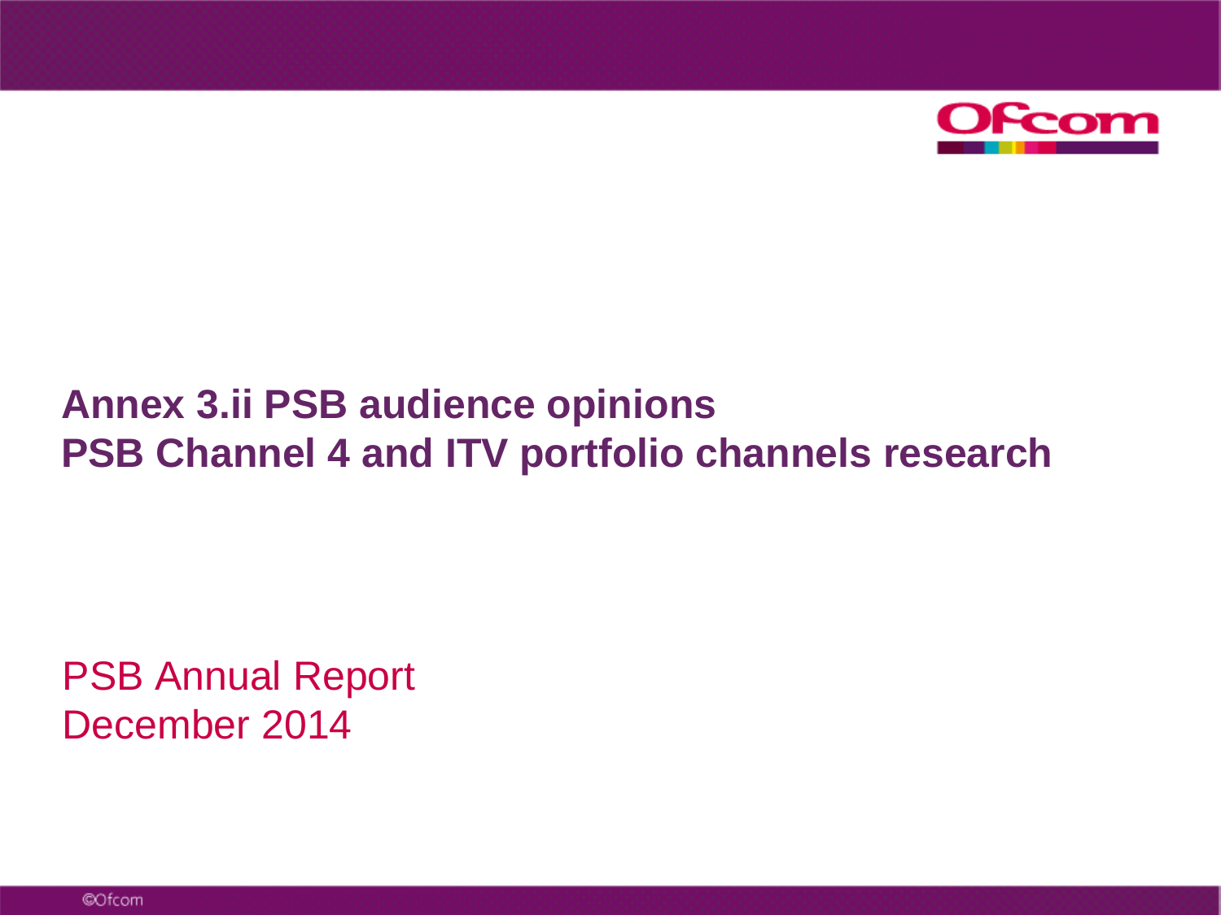# Annex 3.ii PSB audience opinions
# PSB Channel 4 and ITV portfolio channels research

PSB Annual Report
December 2014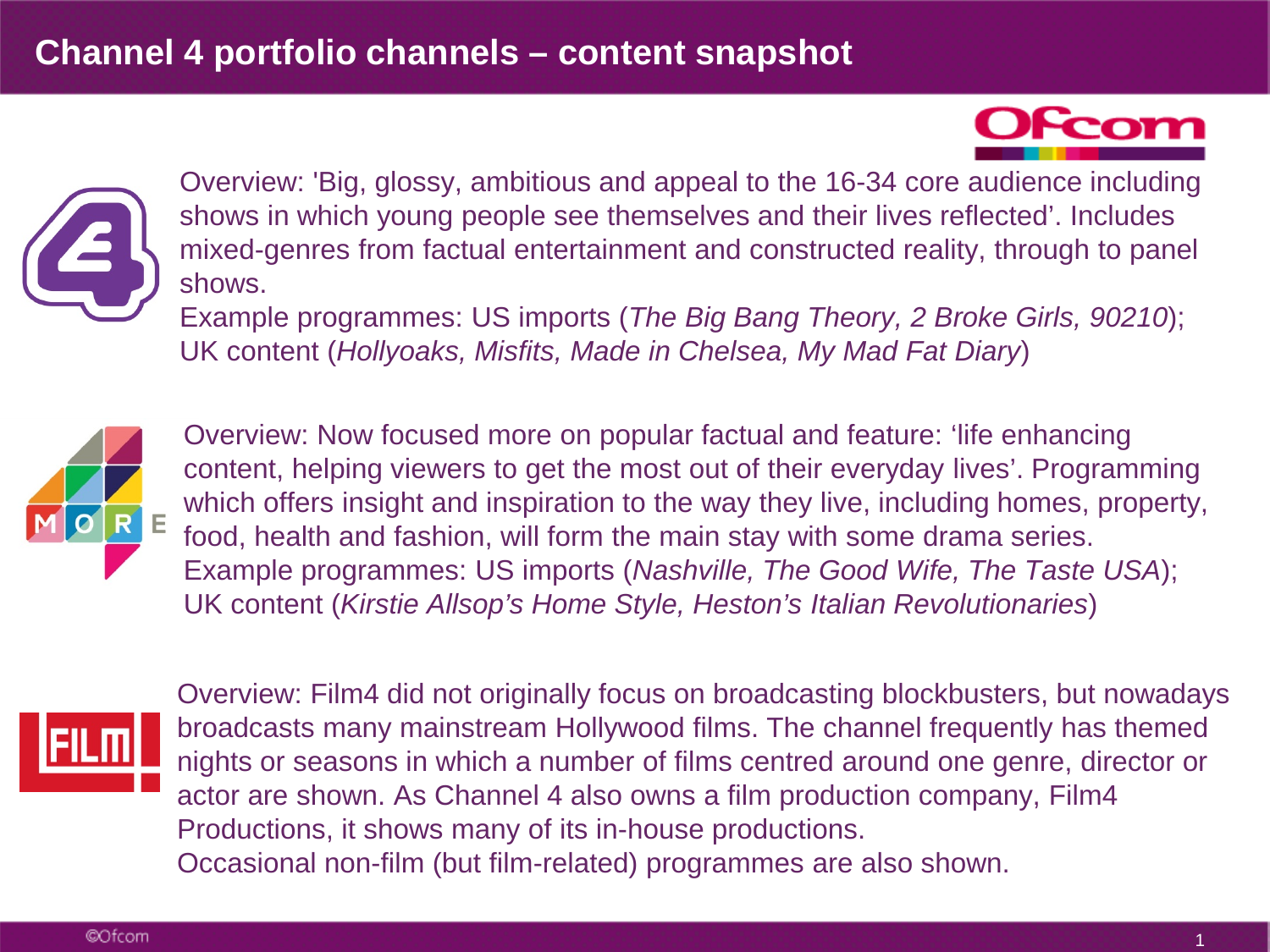# Channel 4 portfolio channels – content snapshot

Overview: 'Big, glossy, ambitious and appeal to the 16-34 core audience including shows in which young people see themselves and their lives reflected'. Includes mixed-genres from factual entertainment and constructed reality, through to panel shows.
Example programmes: US imports (*The Big Bang Theory, 2 Broke Girls, 90210*); UK content (*Hollyoaks, Misfits, Made in Chelsea, My Mad Fat Diary*)

Overview: Now focused more on popular factual and feature: 'life enhancing content, helping viewers to get the most out of their everyday lives'. Programming which offers insight and inspiration to the way they live, including homes, property, food, health and fashion, will form the main stay with some drama series.
Example programmes: US imports (*Nashville, The Good Wife, The Taste USA*); UK content (*Kirstie Allsop's Home Style, Heston's Italian Revolutionaries*)

Overview: Film4 did not originally focus on broadcasting blockbusters, but nowadays broadcasts many mainstream Hollywood films. The channel frequently has themed nights or seasons in which a number of films centred around one genre, director or actor are shown. As Channel 4 also owns a film production company, Film4 Productions, it shows many of its in-house productions.
Occasional non-film (but film-related) programmes are also shown.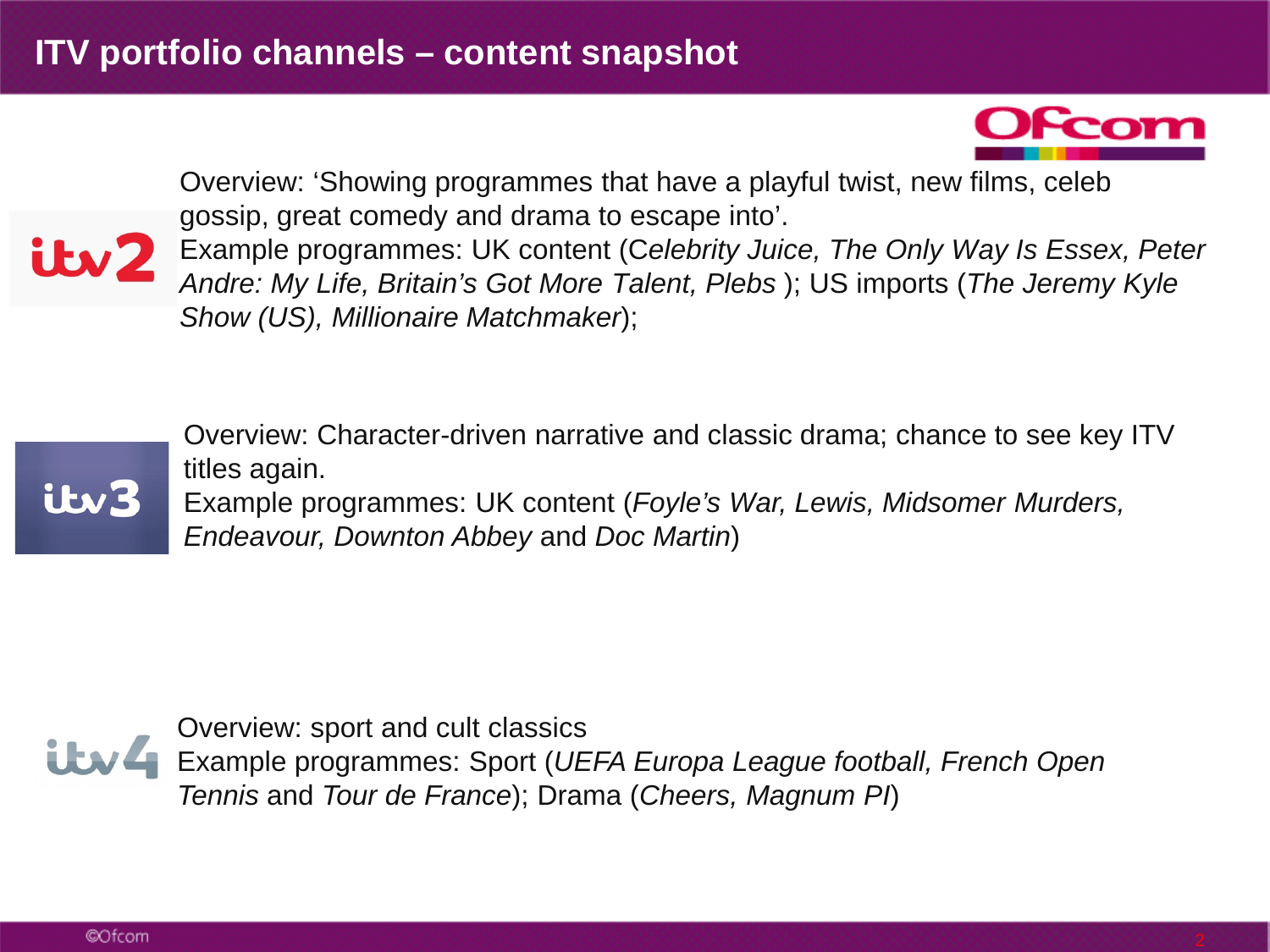# ITV portfolio channels – content snapshot

**ITV2**

Overview: 'Showing programmes that have a playful twist, new films, celeb gossip, great comedy and drama to escape into'.
Example programmes: UK content (*Celebrity Juice, The Only Way Is Essex, Peter Andre: My Life, Britain's Got More Talent, Plebs* ); US imports (*The Jeremy Kyle Show (US), Millionaire Matchmaker*);

**ITV3**

Overview: Character-driven narrative and classic drama; chance to see key ITV titles again.
Example programmes: UK content (*Foyle's War, Lewis, Midsomer Murders, Endeavour, Downton Abbey* and *Doc Martin*)

**ITV4**

Overview: sport and cult classics
Example programmes: Sport (*UEFA Europa League football, French Open Tennis* and *Tour de France*); Drama (*Cheers, Magnum PI*)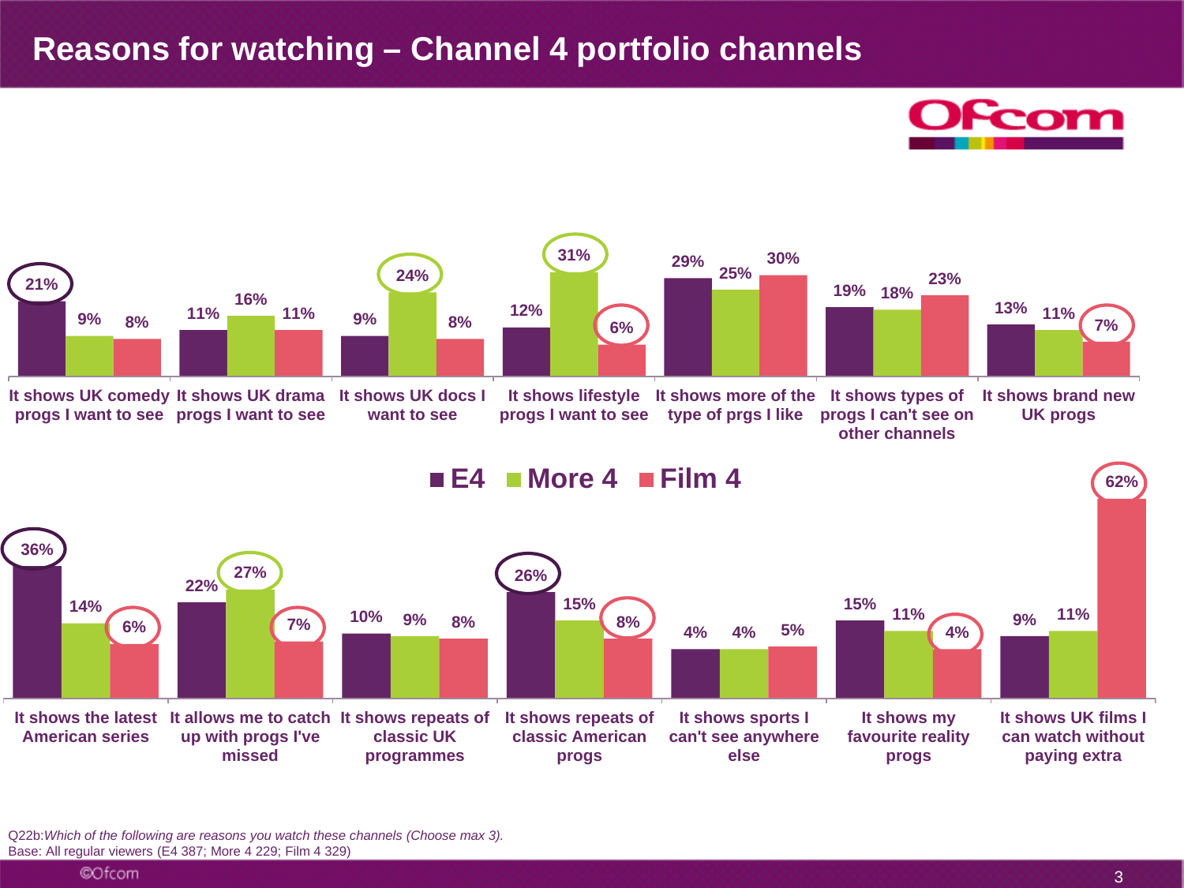# Reasons for watching – Channel 4 portfolio channels

| Reason | E4 | More 4 | Film 4 |
|---|---|---|---|
| It shows UK comedy progs I want to see | 21% | 9% | 8% |
| It shows UK drama progs I want to see | 11% | 16% | 11% |
| It shows UK docs I want to see | 9% | 24% | 8% |
| It shows lifestyle progs I want to see | 12% | 31% | 6% |
| It shows more of the type of prgs I like | 29% | 25% | 30% |
| It shows types of progs I can't see on other channels | 19% | 18% | 23% |
| It shows brand new UK progs | 13% | 11% | 7% |
| It shows the latest American series | 36% | 14% | 6% |
| It allows me to catch up with progs I've missed | 22% | 27% | 7% |
| It shows repeats of classic UK programmes | 10% | 9% | 8% |
| It shows repeats of classic American progs | 26% | 15% | 8% |
| It shows sports I can't see anywhere else | 4% | 4% | 5% |
| It shows my favourite reality progs | 15% | 11% | 4% |
| It shows UK films I can watch without paying extra | 9% | 11% | 62% |

Q22b:*Which of the following are reasons you watch these channels (Choose max 3).*
Base: All regular viewers (E4 387; More 4 229; Film 4 329)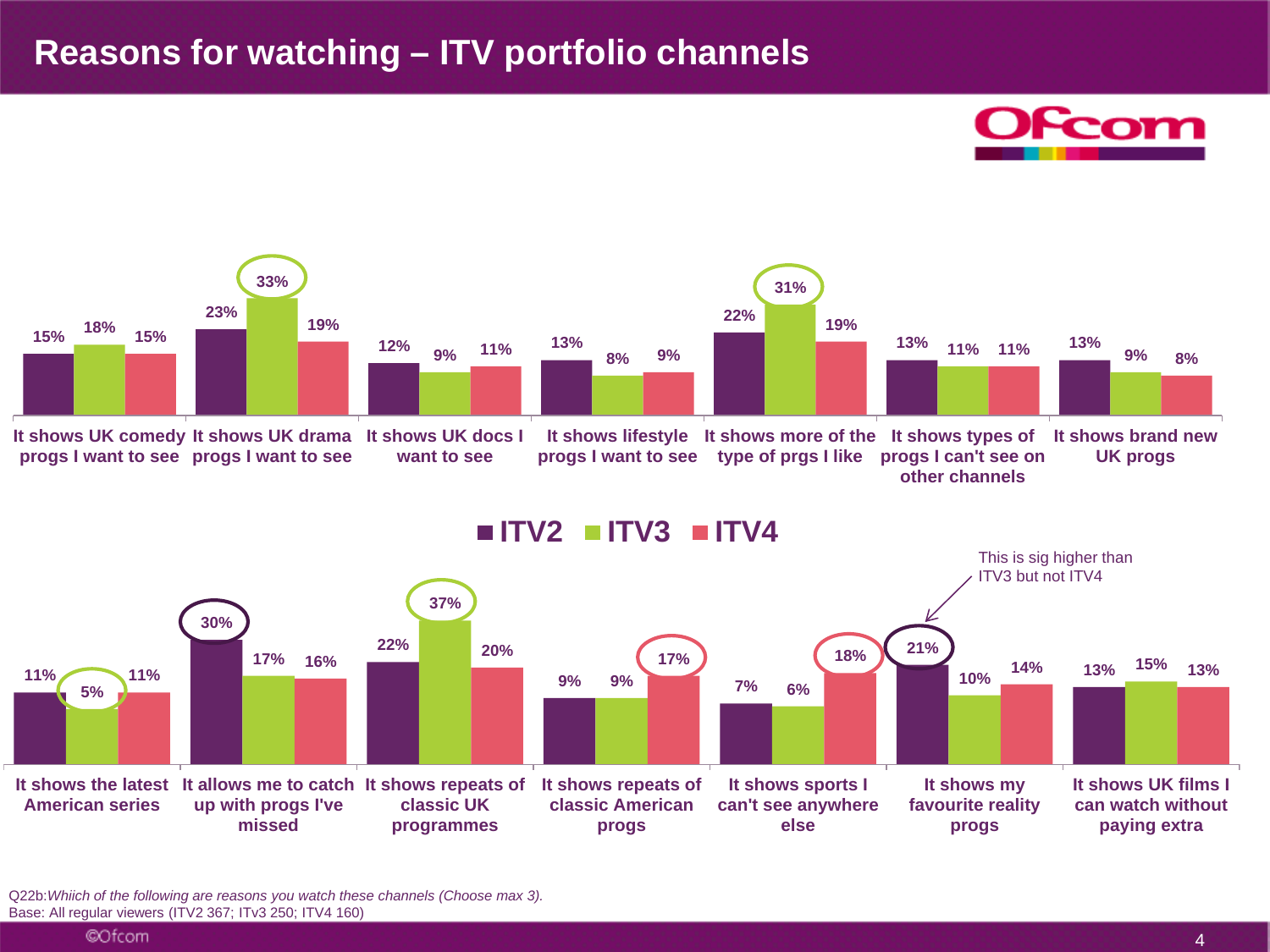# Reasons for watching – ITV portfolio channels

| Reason | ITV2 | ITV3 | ITV4 |
|---|---|---|---|
| It shows UK comedy progs I want to see | 15% | 18% | 15% |
| It shows UK drama progs I want to see | 23% | 33% | 19% |
| It shows UK docs I want to see | 12% | 9% | 11% |
| It shows lifestyle progs I want to see | 13% | 8% | 9% |
| It shows more of the type of prgs I like | 22% | 31% | 19% |
| It shows types of progs I can't see on other channels | 13% | 11% | 11% |
| It shows brand new UK progs | 13% | 9% | 8% |
| It shows the latest American series | 11% | 5% | 11% |
| It allows me to catch up with progs I've missed | 30% | 17% | 16% |
| It shows repeats of classic UK programmes | 22% | 37% | 20% |
| It shows repeats of classic American progs | 9% | 9% | 17% |
| It shows sports I can't see anywhere else | 7% | 6% | 18% |
| It shows my favourite reality progs | 21% | 10% | 14% |
| It shows UK films I can watch without paying extra | 13% | 15% | 13% |

This is sig higher than ITV3 but not ITV4 (ITV2, It shows my favourite reality progs: 21%)

Q22b:*Whiich of the following are reasons you watch these channels (Choose max 3).*
Base: All regular viewers (ITV2 367; ITv3 250; ITV4 160)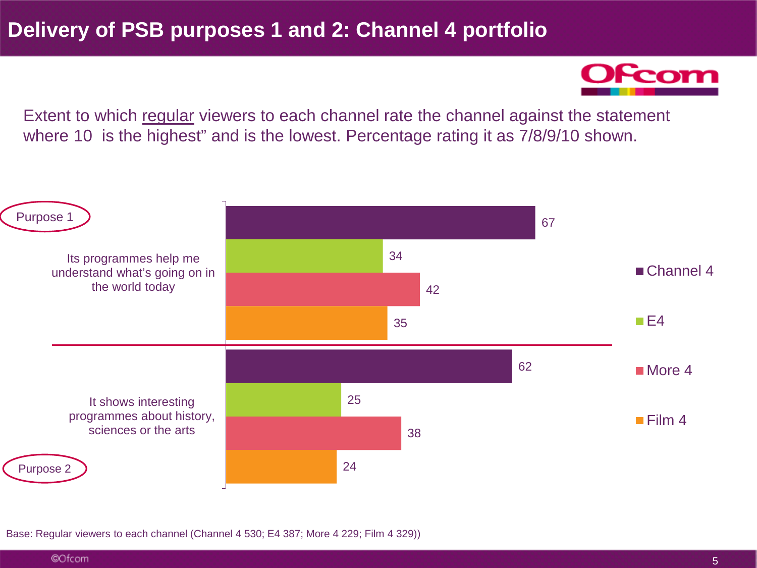# Delivery of PSB purposes 1 and 2: Channel 4 portfolio

Extent to which regular viewers to each channel rate the channel against the statement where 10 is the highest" and is the lowest. Percentage rating it as 7/8/9/10 shown.

| | Channel 4 | E4 | More 4 | Film 4 |
|---|---|---|---|---|
| Purpose 1: Its programmes help me understand what's going on in the world today | 67 | 34 | 42 | 35 |
| Purpose 2: It shows interesting programmes about history, sciences or the arts | 62 | 25 | 38 | 24 |

Base: Regular viewers to each channel (Channel 4 530; E4 387; More 4 229; Film 4 329))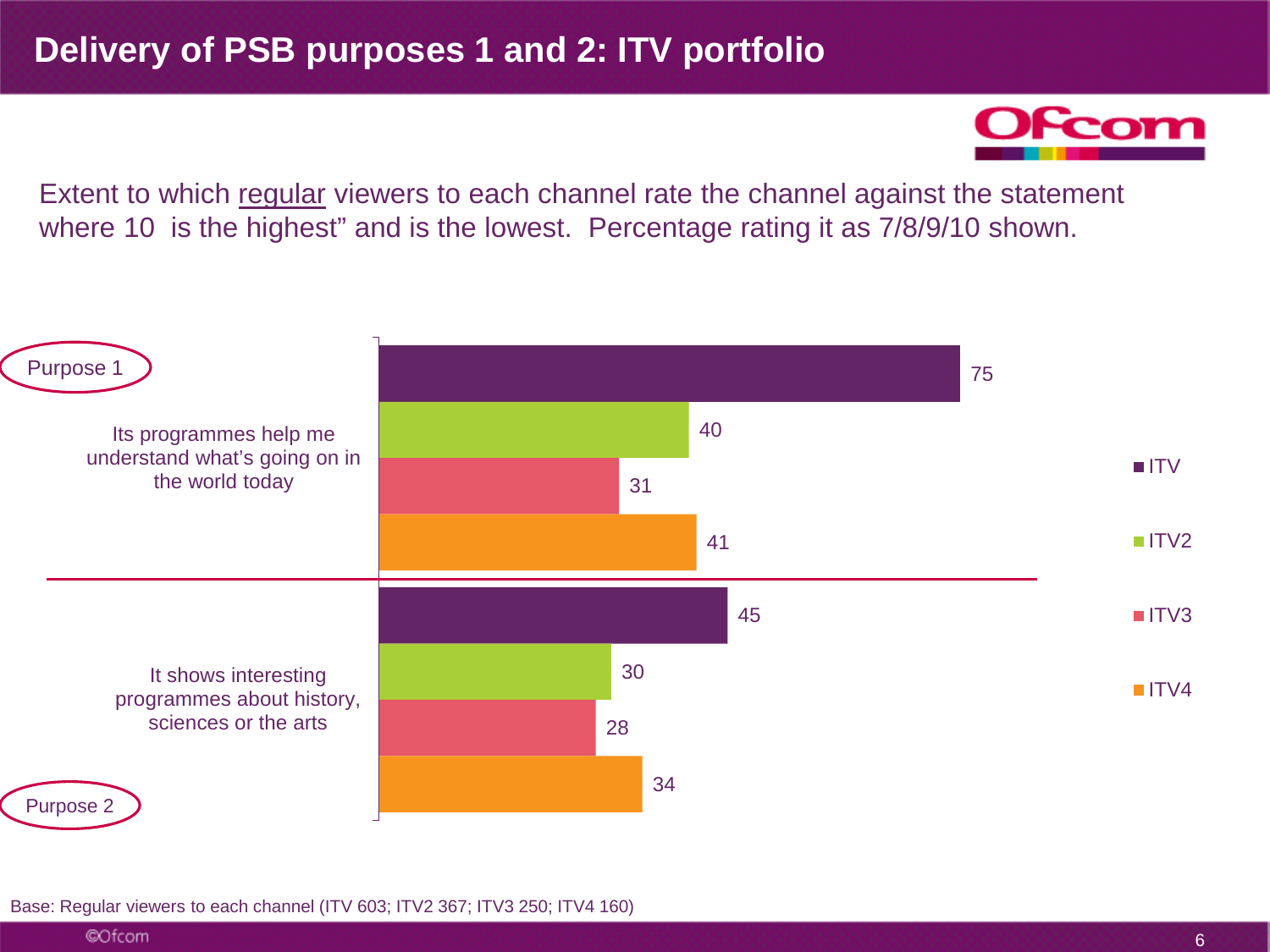# Delivery of PSB purposes 1 and 2: ITV portfolio

Extent to which regular viewers to each channel rate the channel against the statement where 10 is the highest" and is the lowest. Percentage rating it as 7/8/9/10 shown.

| | ITV | ITV2 | ITV3 | ITV4 |
|---|---|---|---|---|
| Purpose 1: Its programmes help me understand what's going on in the world today | 75 | 40 | 31 | 41 |
| Purpose 2: It shows interesting programmes about history, sciences or the arts | 45 | 30 | 28 | 34 |

Base: Regular viewers to each channel (ITV 603; ITV2 367; ITV3 250; ITV4 160)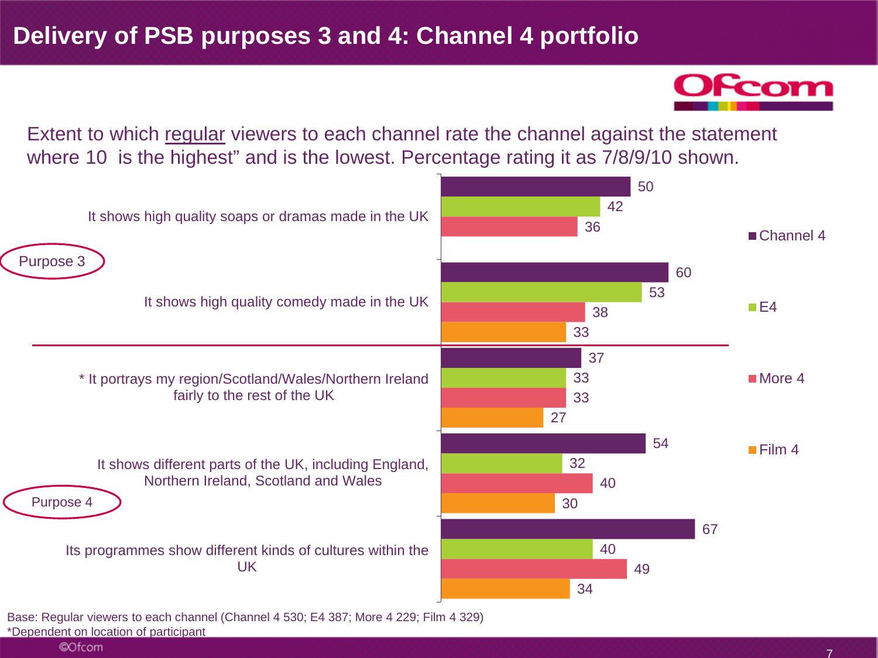# Delivery of PSB purposes 3 and 4: Channel 4 portfolio

Extent to which regular viewers to each channel rate the channel against the statement where 10 is the highest" and is the lowest. Percentage rating it as 7/8/9/10 shown.

| | Statement | Channel 4 | E4 | More 4 | Film 4 |
|---|---|---|---|---|---|
| Purpose 3 | It shows high quality soaps or dramas made in the UK | 50 | 42 | 36 | |
| | It shows high quality comedy made in the UK | 60 | 53 | 38 | 33 |
| Purpose 4 | * It portrays my region/Scotland/Wales/Northern Ireland fairly to the rest of the UK | 37 | 33 | 33 | 27 |
| | It shows different parts of the UK, including England, Northern Ireland, Scotland and Wales | 54 | 32 | 40 | 30 |
| | Its programmes show different kinds of cultures within the UK | 67 | 40 | 49 | 34 |

Base: Regular viewers to each channel (Channel 4 530; E4 387; More 4 229; Film 4 329)

*Dependent on location of participant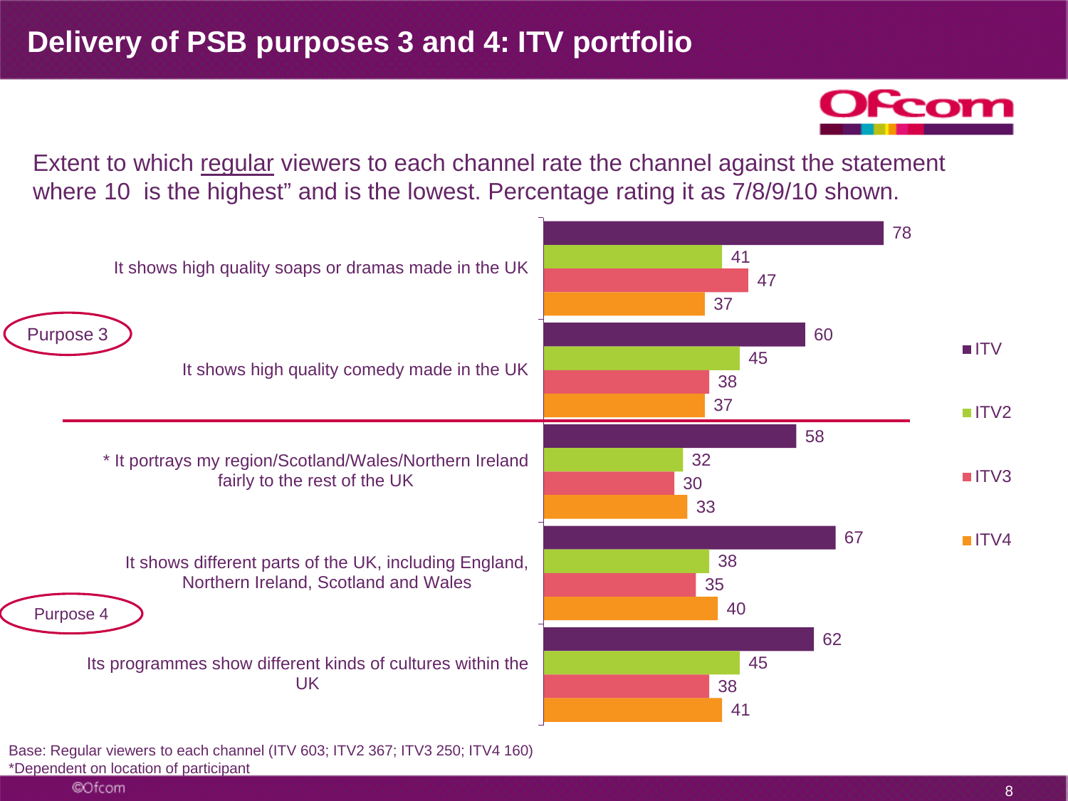# Delivery of PSB purposes 3 and 4: ITV portfolio

Extent to which regular viewers to each channel rate the channel against the statement where 10 is the highest" and is the lowest. Percentage rating it as 7/8/9/10 shown.

| Purpose | Statement | ITV | ITV2 | ITV3 | ITV4 |
|---|---|---|---|---|---|
| Purpose 3 | It shows high quality soaps or dramas made in the UK | 78 | 41 | 47 | 37 |
| | It shows high quality comedy made in the UK | 60 | 45 | 38 | 37 |
| Purpose 4 | * It portrays my region/Scotland/Wales/Northern Ireland fairly to the rest of the UK | 58 | 32 | 30 | 33 |
| | It shows different parts of the UK, including England, Northern Ireland, Scotland and Wales | 67 | 38 | 35 | 40 |
| | Its programmes show different kinds of cultures within the UK | 62 | 45 | 38 | 41 |

Base: Regular viewers to each channel (ITV 603; ITV2 367; ITV3 250; ITV4 160)

*Dependent on location of participant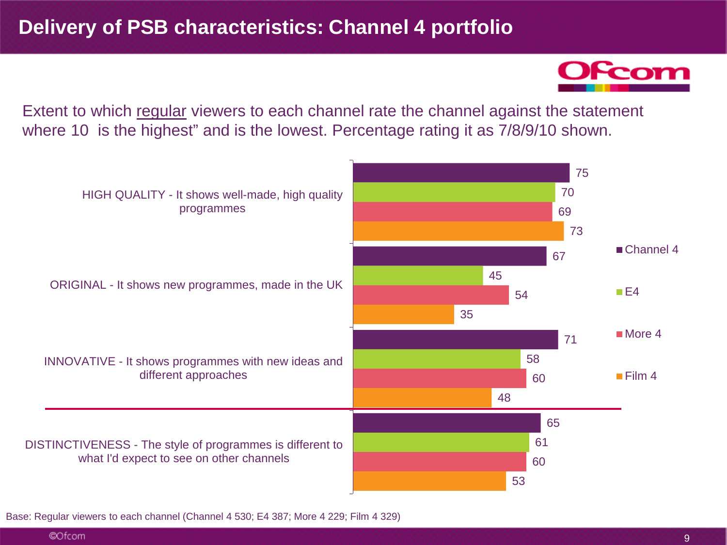# Delivery of PSB characteristics: Channel 4 portfolio

Extent to which regular viewers to each channel rate the channel against the statement where 10 is the highest" and is the lowest. Percentage rating it as 7/8/9/10 shown.

| Statement | Channel 4 | E4 | More 4 | Film 4 |
|---|---|---|---|---|
| HIGH QUALITY - It shows well-made, high quality programmes | 75 | 70 | 69 | 73 |
| ORIGINAL - It shows new programmes, made in the UK | 67 | 45 | 54 | 35 |
| INNOVATIVE - It shows programmes with new ideas and different approaches | 71 | 58 | 60 | 48 |
| DISTINCTIVENESS - The style of programmes is different to what I'd expect to see on other channels | 65 | 61 | 60 | 53 |

Base: Regular viewers to each channel (Channel 4 530; E4 387; More 4 229; Film 4 329)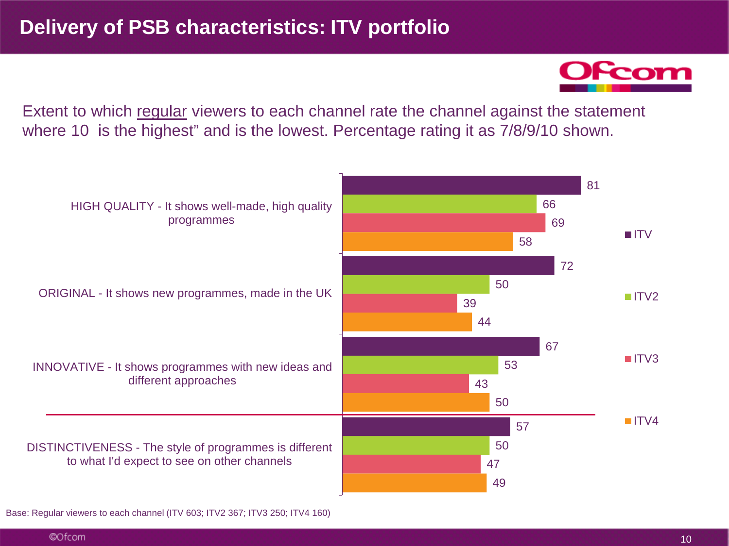# Delivery of PSB characteristics: ITV portfolio

Extent to which regular viewers to each channel rate the channel against the statement where 10 is the highest" and is the lowest. Percentage rating it as 7/8/9/10 shown.

| | ITV | ITV2 | ITV3 | ITV4 |
|---|---|---|---|---|
| HIGH QUALITY - It shows well-made, high quality programmes | 81 | 66 | 69 | 58 |
| ORIGINAL - It shows new programmes, made in the UK | 72 | 50 | 39 | 44 |
| INNOVATIVE - It shows programmes with new ideas and different approaches | 67 | 53 | 43 | 50 |
| DISTINCTIVENESS - The style of programmes is different to what I'd expect to see on other channels | 57 | 50 | 47 | 49 |

Base: Regular viewers to each channel (ITV 603; ITV2 367; ITV3 250; ITV4 160)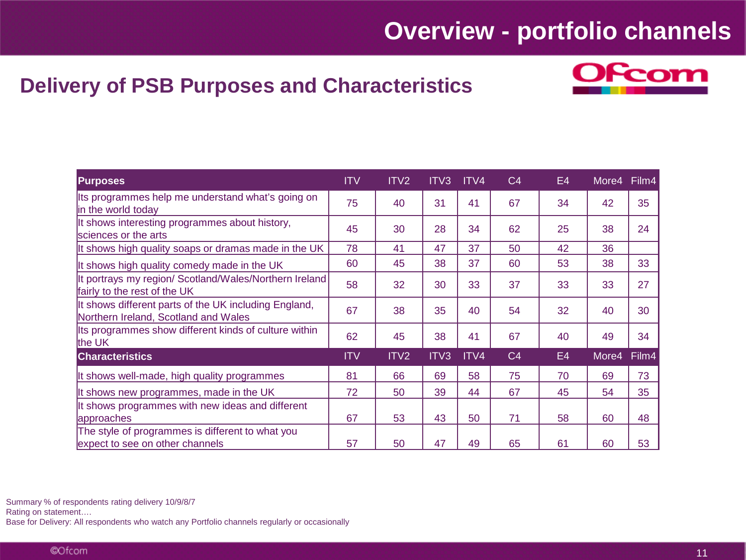# Overview - portfolio channels

## Delivery of PSB Purposes and Characteristics

| Purposes | ITV | ITV2 | ITV3 | ITV4 | C4 | E4 | More4 | Film4 |
|---|---|---|---|---|---|---|---|---|
| Its programmes help me understand what's going on in the world today | 75 | 40 | 31 | 41 | 67 | 34 | 42 | 35 |
| It shows interesting programmes about history, sciences or the arts | 45 | 30 | 28 | 34 | 62 | 25 | 38 | 24 |
| It shows high quality soaps or dramas made in the UK | 78 | 41 | 47 | 37 | 50 | 42 | 36 | |
| It shows high quality comedy made in the UK | 60 | 45 | 38 | 37 | 60 | 53 | 38 | 33 |
| It portrays my region/ Scotland/Wales/Northern Ireland fairly to the rest of the UK | 58 | 32 | 30 | 33 | 37 | 33 | 33 | 27 |
| It shows different parts of the UK including England, Northern Ireland, Scotland and Wales | 67 | 38 | 35 | 40 | 54 | 32 | 40 | 30 |
| Its programmes show different kinds of culture within the UK | 62 | 45 | 38 | 41 | 67 | 40 | 49 | 34 |
| **Characteristics** | **ITV** | **ITV2** | **ITV3** | **ITV4** | **C4** | **E4** | **More4** | **Film4** |
| It shows well-made, high quality programmes | 81 | 66 | 69 | 58 | 75 | 70 | 69 | 73 |
| It shows new programmes, made in the UK | 72 | 50 | 39 | 44 | 67 | 45 | 54 | 35 |
| It shows programmes with new ideas and different approaches | 67 | 53 | 43 | 50 | 71 | 58 | 60 | 48 |
| The style of programmes is different to what you expect to see on other channels | 57 | 50 | 47 | 49 | 65 | 61 | 60 | 53 |

Summary % of respondents rating delivery 10/9/8/7
Rating on statement….
Base for Delivery: All respondents who watch any Portfolio channels regularly or occasionally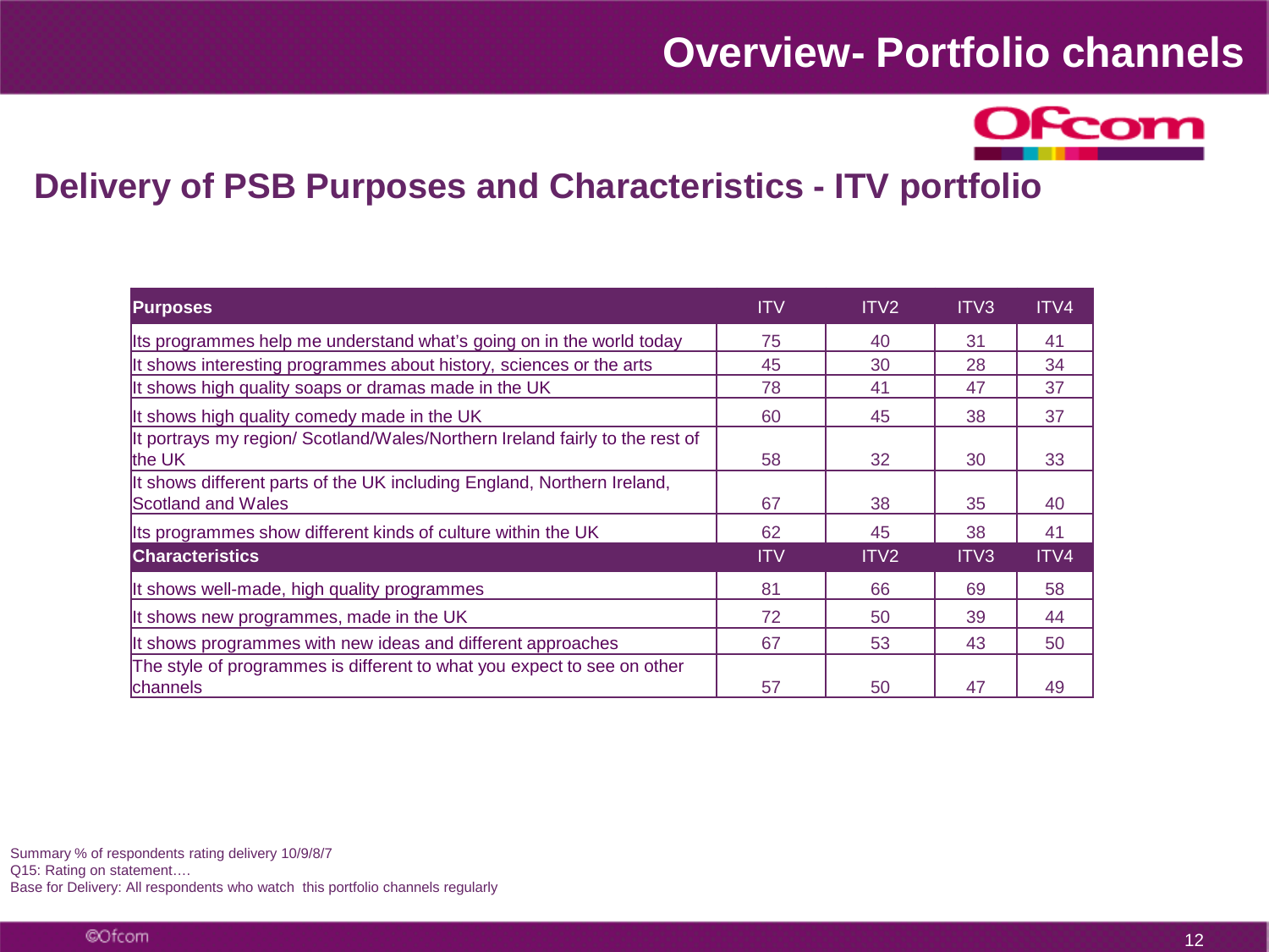# Overview- Portfolio channels

## Delivery of PSB Purposes and Characteristics - ITV portfolio

| Purposes | ITV | ITV2 | ITV3 | ITV4 |
|---|---|---|---|---|
| Its programmes help me understand what's going on in the world today | 75 | 40 | 31 | 41 |
| It shows interesting programmes about history, sciences or the arts | 45 | 30 | 28 | 34 |
| It shows high quality soaps or dramas made in the UK | 78 | 41 | 47 | 37 |
| It shows high quality comedy made in the UK | 60 | 45 | 38 | 37 |
| It portrays my region/ Scotland/Wales/Northern Ireland fairly to the rest of the UK | 58 | 32 | 30 | 33 |
| It shows different parts of the UK including England, Northern Ireland, Scotland and Wales | 67 | 38 | 35 | 40 |
| Its programmes show different kinds of culture within the UK | 62 | 45 | 38 | 41 |
| **Characteristics** | **ITV** | **ITV2** | **ITV3** | **ITV4** |
| It shows well-made, high quality programmes | 81 | 66 | 69 | 58 |
| It shows new programmes, made in the UK | 72 | 50 | 39 | 44 |
| It shows programmes with new ideas and different approaches | 67 | 53 | 43 | 50 |
| The style of programmes is different to what you expect to see on other channels | 57 | 50 | 47 | 49 |

Summary % of respondents rating delivery 10/9/8/7
Q15: Rating on statement….
Base for Delivery: All respondents who watch this portfolio channels regularly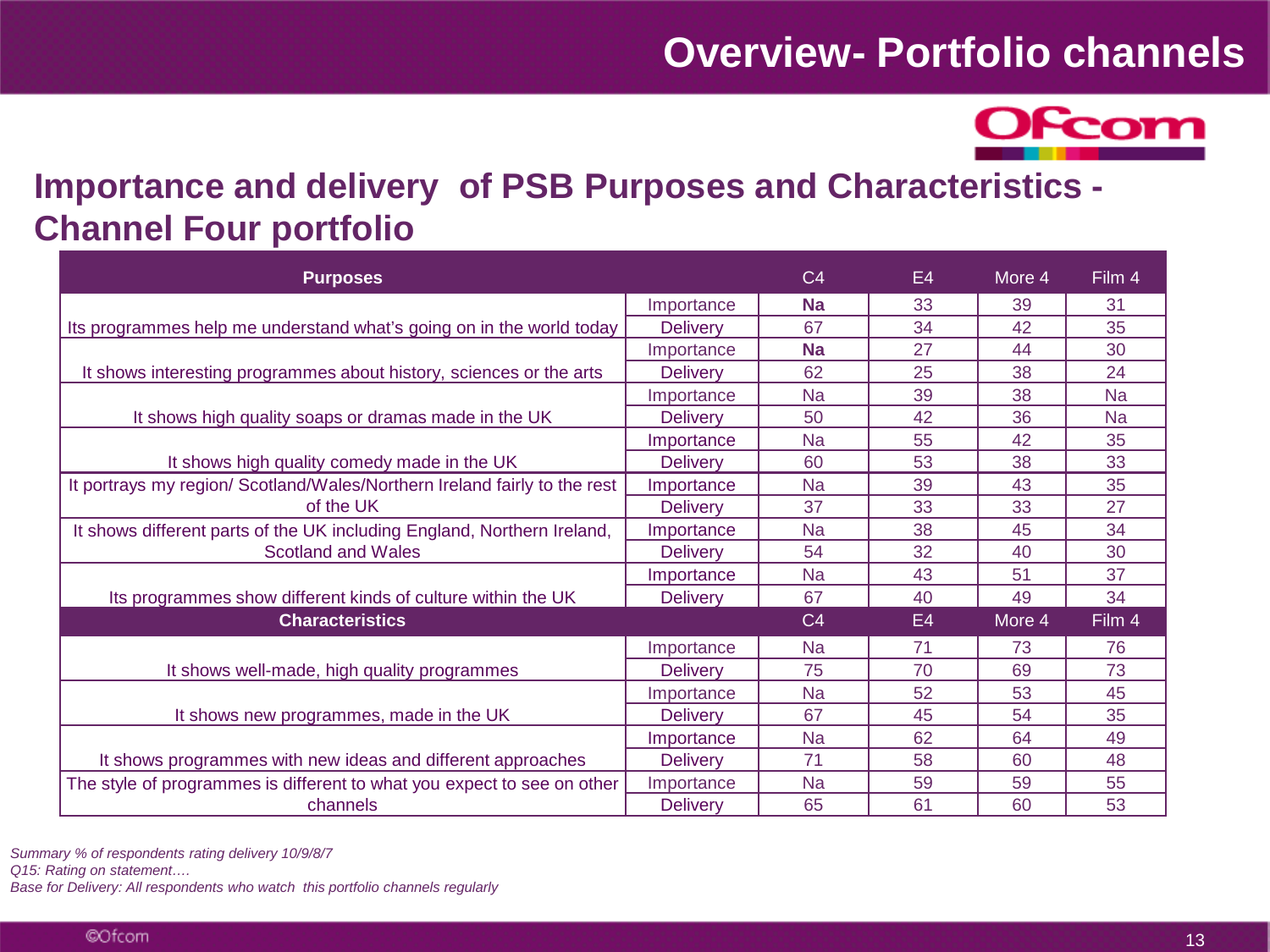# Overview- Portfolio channels

## Importance and delivery of PSB Purposes and Characteristics - Channel Four portfolio

| Purposes | | C4 | E4 | More 4 | Film 4 |
|---|---|---|---|---|---|
| Its programmes help me understand what's going on in the world today | Importance | **Na** | 33 | 39 | 31 |
| | Delivery | 67 | 34 | 42 | 35 |
| It shows interesting programmes about history, sciences or the arts | Importance | **Na** | 27 | 44 | 30 |
| | Delivery | 62 | 25 | 38 | 24 |
| It shows high quality soaps or dramas made in the UK | Importance | Na | 39 | 38 | Na |
| | Delivery | 50 | 42 | 36 | Na |
| It shows high quality comedy made in the UK | Importance | Na | 55 | 42 | 35 |
| | Delivery | 60 | 53 | 38 | 33 |
| It portrays my region/ Scotland/Wales/Northern Ireland fairly to the rest of the UK | Importance | Na | 39 | 43 | 35 |
| | Delivery | 37 | 33 | 33 | 27 |
| It shows different parts of the UK including England, Northern Ireland, Scotland and Wales | Importance | Na | 38 | 45 | 34 |
| | Delivery | 54 | 32 | 40 | 30 |
| Its programmes show different kinds of culture within the UK | Importance | Na | 43 | 51 | 37 |
| | Delivery | 67 | 40 | 49 | 34 |
| **Characteristics** | | C4 | E4 | More 4 | Film 4 |
| It shows well-made, high quality programmes | Importance | Na | 71 | 73 | 76 |
| | Delivery | 75 | 70 | 69 | 73 |
| It shows new programmes, made in the UK | Importance | Na | 52 | 53 | 45 |
| | Delivery | 67 | 45 | 54 | 35 |
| It shows programmes with new ideas and different approaches | Importance | Na | 62 | 64 | 49 |
| | Delivery | 71 | 58 | 60 | 48 |
| The style of programmes is different to what you expect to see on other channels | Importance | Na | 59 | 59 | 55 |
| | Delivery | 65 | 61 | 60 | 53 |

*Summary % of respondents rating delivery 10/9/8/7*
*Q15: Rating on statement….*
*Base for Delivery: All respondents who watch this portfolio channels regularly*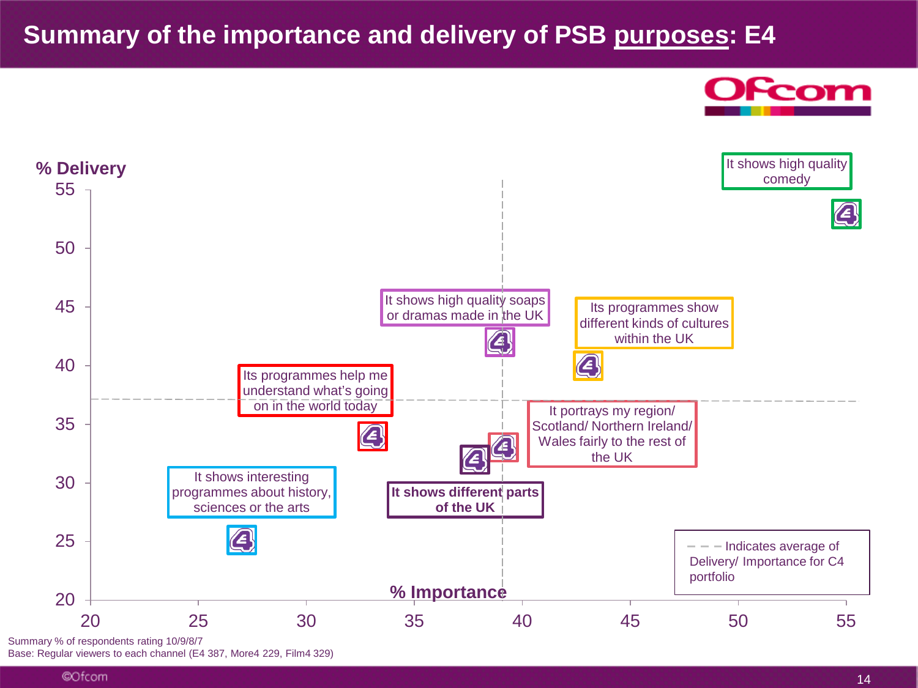# Summary of the importance and delivery of PSB purposes: E4

% Delivery

It shows high quality comedy

It shows high quality soaps or dramas made in the UK

Its programmes show different kinds of cultures within the UK

Its programmes help me understand what's going on in the world today

It portrays my region/ Scotland/ Northern Ireland/ Wales fairly to the rest of the UK

It shows interesting programmes about history, sciences or the arts

**It shows different parts of the UK**

Indicates average of Delivery/ Importance for C4 portfolio

% Importance

Summary % of respondents rating 10/9/8/7

Base: Regular viewers to each channel (E4 387, More4 229, Film4 329)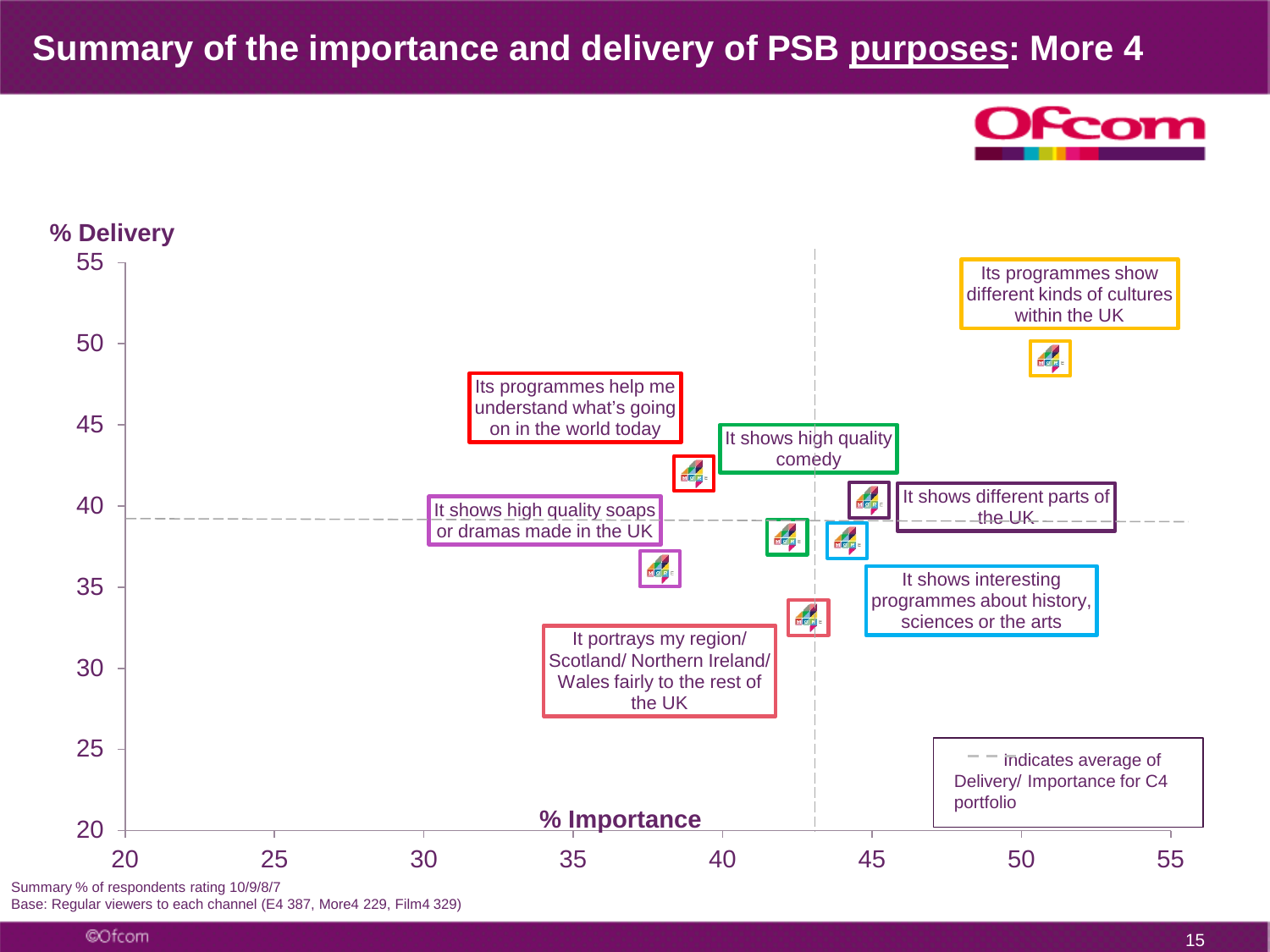# Summary of the importance and delivery of PSB purposes: More 4

% Delivery

Its programmes show different kinds of cultures within the UK

Its programmes help me understand what's going on in the world today

It shows high quality comedy

It shows different parts of the UK

It shows high quality soaps or dramas made in the UK

It shows interesting programmes about history, sciences or the arts

It portrays my region/ Scotland/ Northern Ireland/ Wales fairly to the rest of the UK

Indicates average of Delivery/ Importance for C4 portfolio

% Importance

Summary % of respondents rating 10/9/8/7

Base: Regular viewers to each channel (E4 387, More4 229, Film4 329)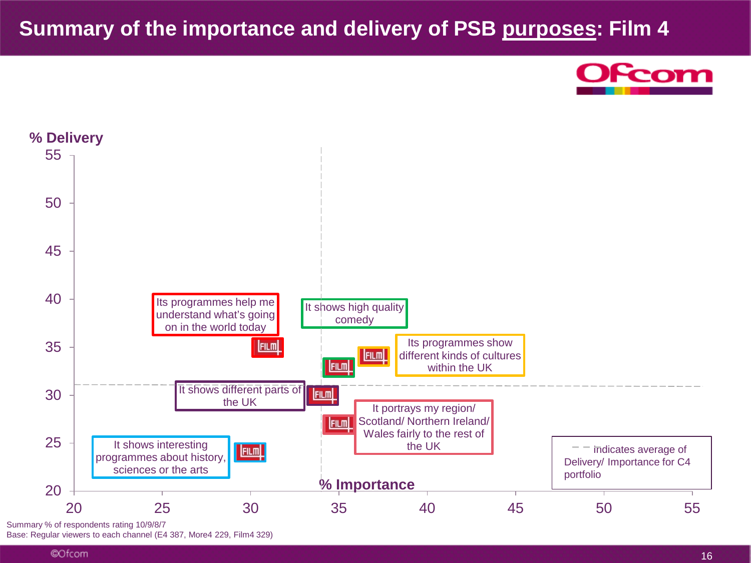# Summary of the importance and delivery of PSB purposes: Film 4

% Delivery

55

50

45

40

35

30

25

20

20 25 30 35 40 45 50 55

% Importance

Its programmes help me understand what's going on in the world today

It shows high quality comedy

Its programmes show different kinds of cultures within the UK

It shows different parts of the UK

It portrays my region/ Scotland/ Northern Ireland/ Wales fairly to the rest of the UK

It shows interesting programmes about history, sciences or the arts

Indicates average of Delivery/ Importance for C4 portfolio

Summary % of respondents rating 10/9/8/7

Base: Regular viewers to each channel (E4 387, More4 229, Film4 329)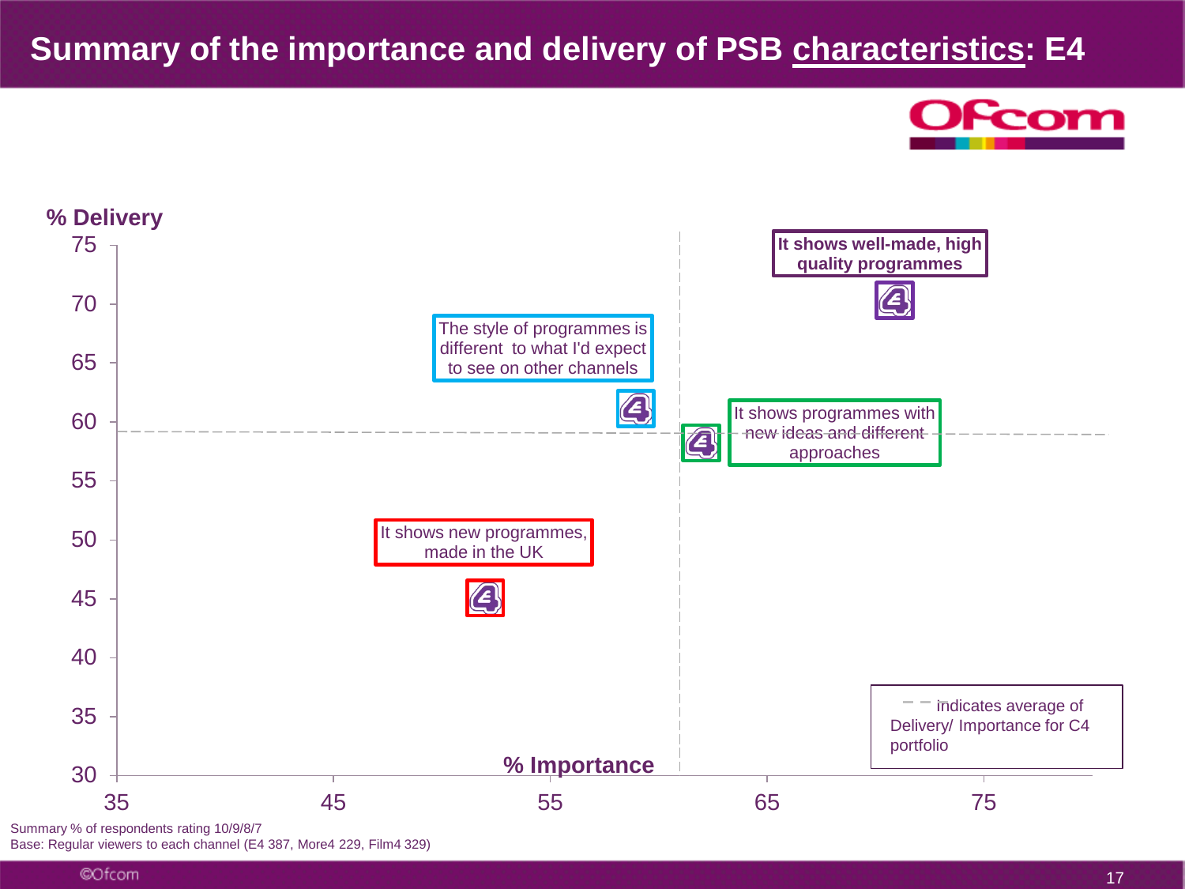# Summary of the importance and delivery of PSB characteristics: E4

% Delivery

It shows well-made, high quality programmes

The style of programmes is different to what I'd expect to see on other channels

It shows programmes with new ideas and different approaches

It shows new programmes, made in the UK

% Importance

indicates average of Delivery/ Importance for C4 portfolio

Summary % of respondents rating 10/9/8/7

Base: Regular viewers to each channel (E4 387, More4 229, Film4 329)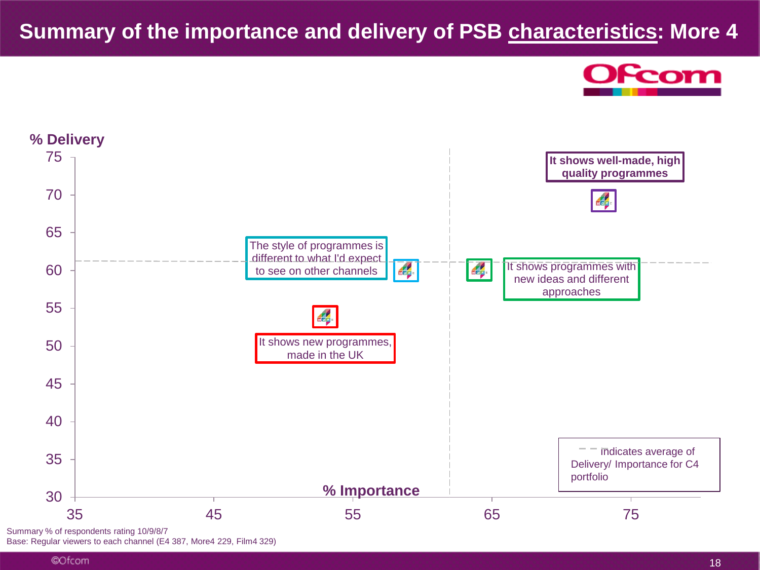# Summary of the importance and delivery of PSB characteristics: More 4

% Delivery

% Importance

It shows well-made, high quality programmes

The style of programmes is different to what I'd expect to see on other channels

It shows programmes with new ideas and different approaches

It shows new programmes, made in the UK

– – indicates average of Delivery/ Importance for C4 portfolio

Summary % of respondents rating 10/9/8/7

Base: Regular viewers to each channel (E4 387, More4 229, Film4 329)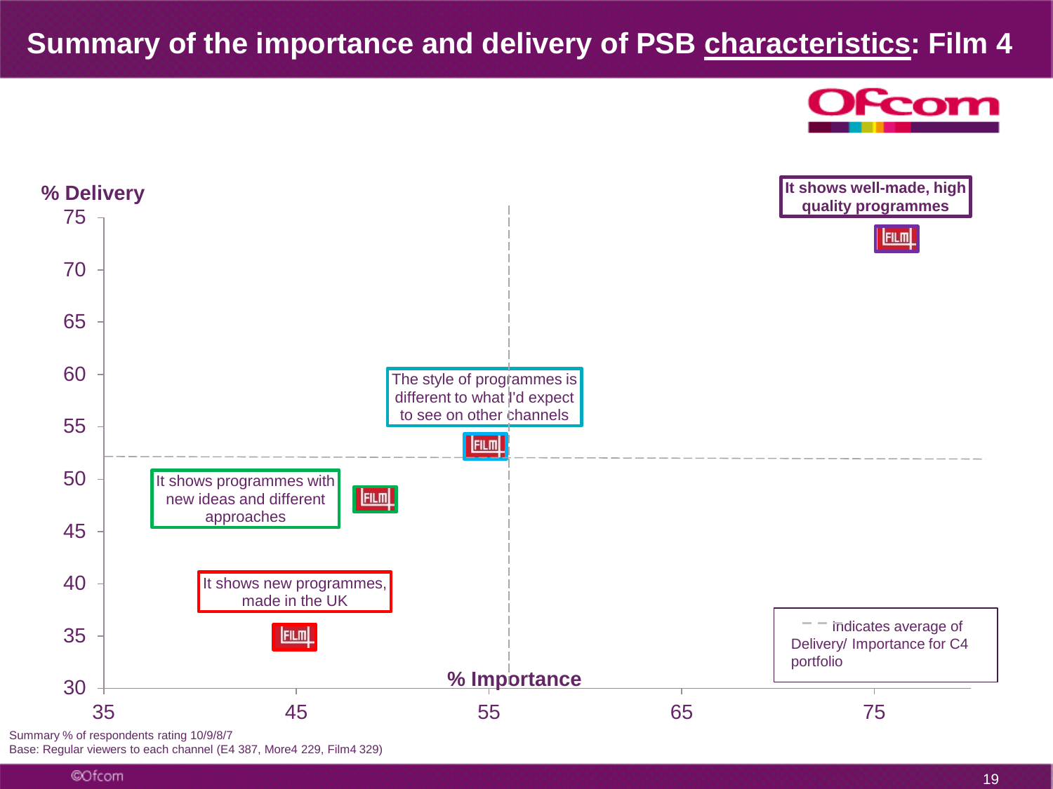# Summary of the importance and delivery of PSB characteristics: Film 4

% Delivery

% Importance

It shows well-made, high quality programmes

The style of programmes is different to what I'd expect to see on other channels

It shows programmes with new ideas and different approaches

It shows new programmes, made in the UK

– – indicates average of Delivery/ Importance for C4 portfolio

Summary % of respondents rating 10/9/8/7
Base: Regular viewers to each channel (E4 387, More4 229, Film4 329)

©Ofcom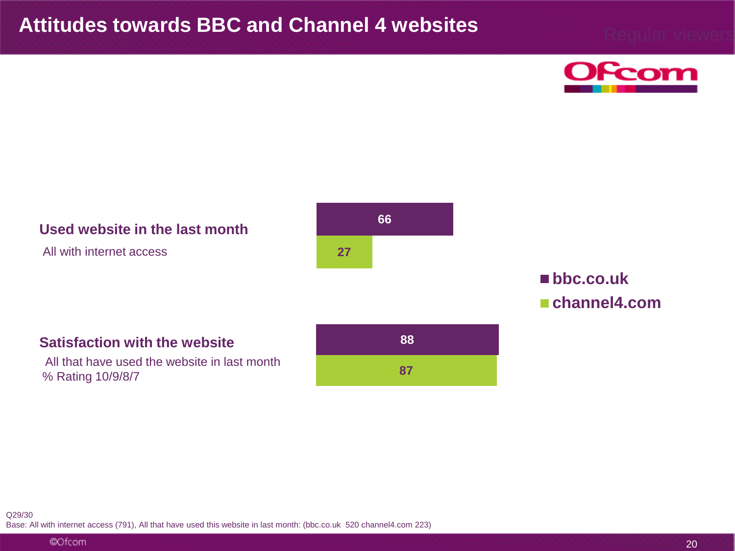# Attitudes towards BBC and Channel 4 websites

Regular viewers

| | bbc.co.uk | channel4.com |
|---|---|---|
| **Used website in the last month**<br>All with internet access | 66 | 27 |
| **Satisfaction with the website**<br>All that have used the website in last month<br>% Rating 10/9/8/7 | 88 | 87 |

Q29/30
Base: All with internet access (791), All that have used this website in last month: (bbc.co.uk 520 channel4.com 223)

©Ofcom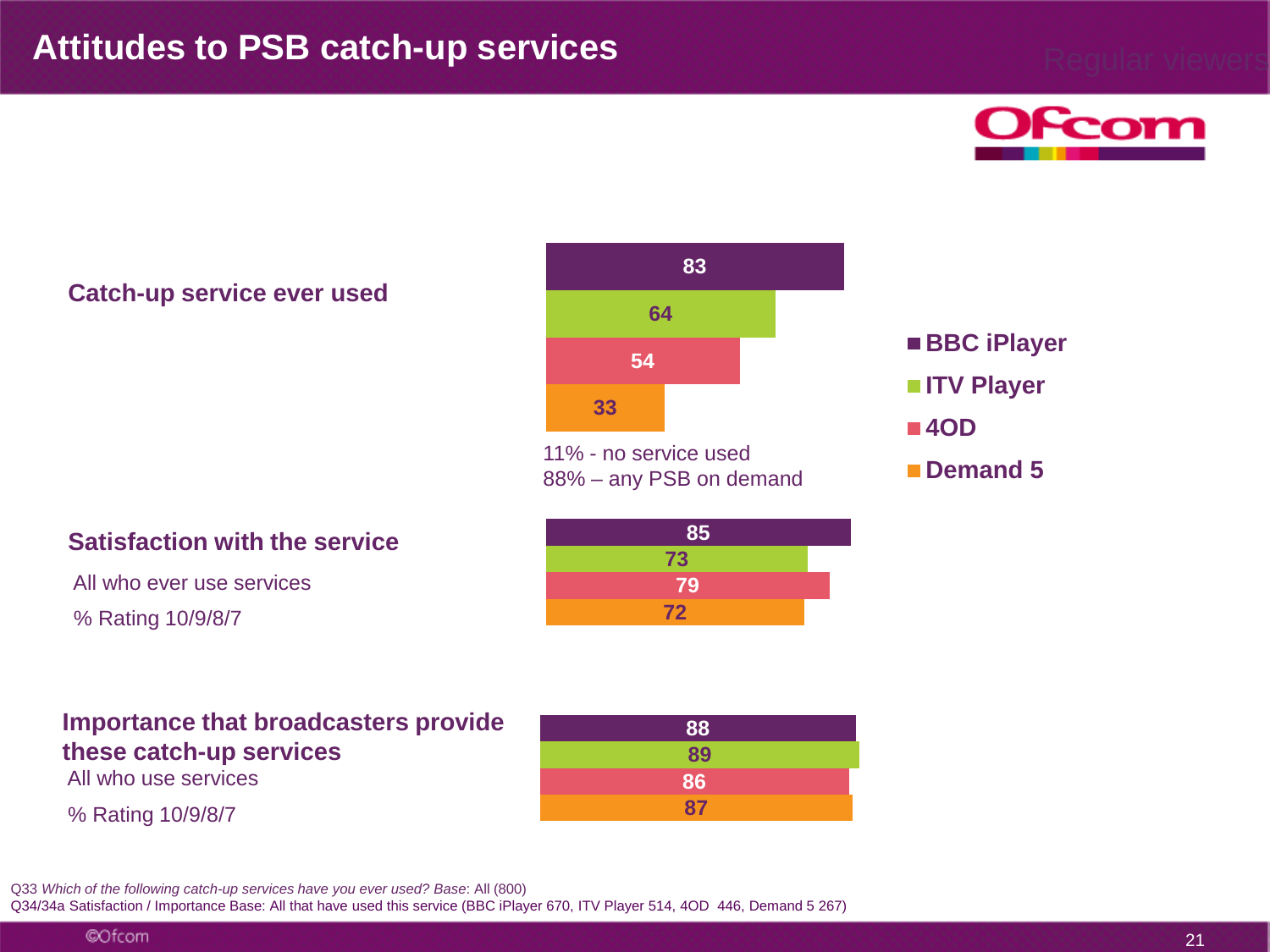# Attitudes to PSB catch-up services

**Catch-up service ever used**

83
64
54
33

11% - no service used
88% – any PSB on demand

**Satisfaction with the service**

All who ever use services

% Rating 10/9/8/7

85
73
79
72

**Importance that broadcasters provide these catch-up services**

All who use services

% Rating 10/9/8/7

88
89
86
87

BBC iPlayer
ITV Player
4OD
Demand 5

Q33 *Which of the following catch-up services have you ever used? Base*: All (800)
Q34/34a Satisfaction / Importance Base: All that have used this service (BBC iPlayer 670, ITV Player 514, 4OD 446, Demand 5 267)